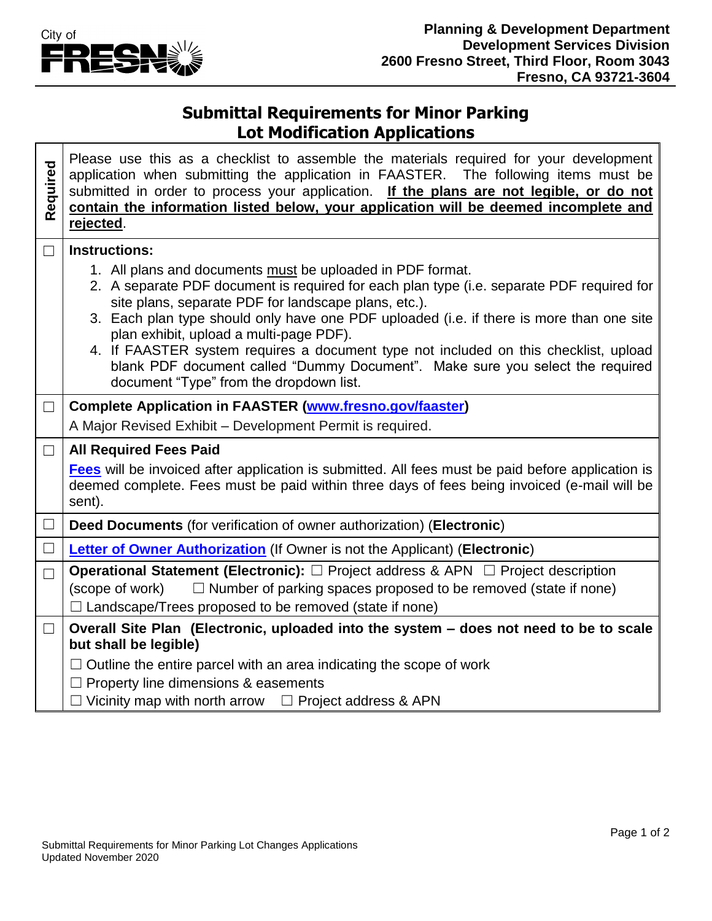City of FRESNO

**Planning & Development Department**
**Development Services Division**
**2600 Fresno Street, Third Floor, Room 3043**
**Fresno, CA 93721-3604**

# Submittal Requirements for Minor Parking Lot Modification Applications

| Required | Please use this as a checklist to assemble the materials required for your development application when submitting the application in FAASTER. The following items must be submitted in order to process your application. **If the plans are not legible, or do not contain the information listed below, your application will be deemed incomplete and rejected**. |
|---|---|
| ☐ | **Instructions:**<br>1. All plans and documents must be uploaded in PDF format.<br>2. A separate PDF document is required for each plan type (i.e. separate PDF required for site plans, separate PDF for landscape plans, etc.).<br>3. Each plan type should only have one PDF uploaded (i.e. if there is more than one site plan exhibit, upload a multi-page PDF).<br>4. If FAASTER system requires a document type not included on this checklist, upload blank PDF document called "Dummy Document". Make sure you select the required document "Type" from the dropdown list. |
| ☐ | **Complete Application in FAASTER (www.fresno.gov/faaster)**<br>A Major Revised Exhibit – Development Permit is required. |
| ☐ | **All Required Fees Paid**<br>**Fees** will be invoiced after application is submitted. All fees must be paid before application is deemed complete. Fees must be paid within three days of fees being invoiced (e-mail will be sent). |
| ☐ | **Deed Documents** (for verification of owner authorization) (**Electronic**) |
| ☐ | **Letter of Owner Authorization** (If Owner is not the Applicant) (**Electronic**) |
| ☐ | **Operational Statement (Electronic):** ☐ Project address & APN ☐ Project description (scope of work) ☐ Number of parking spaces proposed to be removed (state if none) ☐ Landscape/Trees proposed to be removed (state if none) |
| ☐ | **Overall Site Plan (Electronic, uploaded into the system – does not need to be to scale but shall be legible)**<br>☐ Outline the entire parcel with an area indicating the scope of work<br>☐ Property line dimensions & easements<br>☐ Vicinity map with north arrow ☐ Project address & APN |

Submittal Requirements for Minor Parking Lot Changes Applications
Updated November 2020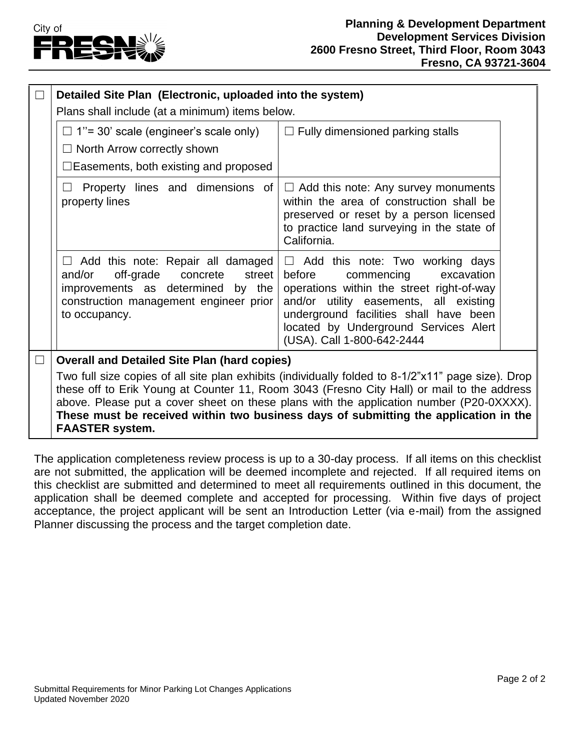| | |
|---|---|
| ☐ | **Detailed Site Plan (Electronic, uploaded into the system)**<br>Plans shall include (at a minimum) items below.<br>☐ 1''= 30' scale (engineer's scale only)<br>☐ North Arrow correctly shown<br>☐ Easements, both existing and proposed<br>☐ Fully dimensioned parking stalls<br>☐ Property lines and dimensions of property lines<br>☐ Add this note: Any survey monuments within the area of construction shall be preserved or reset by a person licensed to practice land surveying in the state of California.<br>☐ Add this note: Repair all damaged and/or off-grade concrete street improvements as determined by the construction management engineer prior to occupancy.<br>☐ Add this note: Two working days before commencing excavation operations within the street right-of-way and/or utility easements, all existing underground facilities shall have been located by Underground Services Alert (USA). Call 1-800-642-2444 |
| ☐ | **Overall and Detailed Site Plan (hard copies)**<br>Two full size copies of all site plan exhibits (individually folded to 8-1/2"x11" page size). Drop these off to Erik Young at Counter 11, Room 3043 (Fresno City Hall) or mail to the address above. Please put a cover sheet on these plans with the application number (P20-0XXXX). **These must be received within two business days of submitting the application in the FAASTER system.** |

The application completeness review process is up to a 30-day process. If all items on this checklist are not submitted, the application will be deemed incomplete and rejected. If all required items on this checklist are submitted and determined to meet all requirements outlined in this document, the application shall be deemed complete and accepted for processing. Within five days of project acceptance, the project applicant will be sent an Introduction Letter (via e-mail) from the assigned Planner discussing the process and the target completion date.